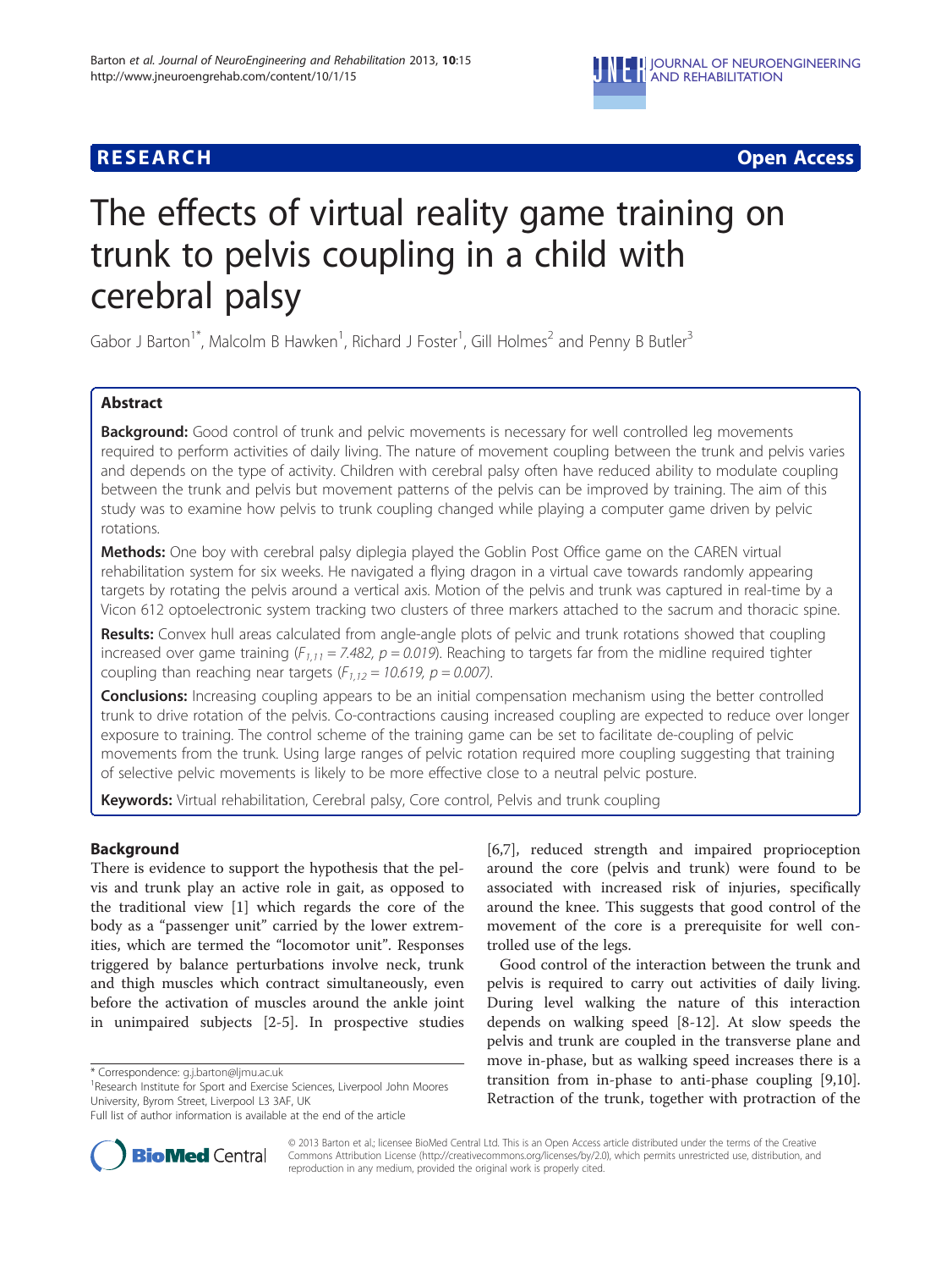**RESEARCH** **Open Access**

# The effects of virtual reality game training on trunk to pelvis coupling in a child with cerebral palsy

Gabor J Barton[1*], Malcolm B Hawken[1], Richard J Foster[1], Gill Holmes[2] and Penny B Butler[3]

## Abstract

**Background:** Good control of trunk and pelvic movements is necessary for well controlled leg movements required to perform activities of daily living. The nature of movement coupling between the trunk and pelvis varies and depends on the type of activity. Children with cerebral palsy often have reduced ability to modulate coupling between the trunk and pelvis but movement patterns of the pelvis can be improved by training. The aim of this study was to examine how pelvis to trunk coupling changed while playing a computer game driven by pelvic rotations.

**Methods:** One boy with cerebral palsy diplegia played the Goblin Post Office game on the CAREN virtual rehabilitation system for six weeks. He navigated a flying dragon in a virtual cave towards randomly appearing targets by rotating the pelvis around a vertical axis. Motion of the pelvis and trunk was captured in real-time by a Vicon 612 optoelectronic system tracking two clusters of three markers attached to the sacrum and thoracic spine.

**Results:** Convex hull areas calculated from angle-angle plots of pelvic and trunk rotations showed that coupling increased over game training ($F_{1,11} = 7.482$, $p = 0.019$). Reaching to targets far from the midline required tighter coupling than reaching near targets ($F_{1,12} = 10.619$, $p = 0.007$).

**Conclusions:** Increasing coupling appears to be an initial compensation mechanism using the better controlled trunk to drive rotation of the pelvis. Co-contractions causing increased coupling are expected to reduce over longer exposure to training. The control scheme of the training game can be set to facilitate de-coupling of pelvic movements from the trunk. Using large ranges of pelvic rotation required more coupling suggesting that training of selective pelvic movements is likely to be more effective close to a neutral pelvic posture.

**Keywords:** Virtual rehabilitation, Cerebral palsy, Core control, Pelvis and trunk coupling

## Background

There is evidence to support the hypothesis that the pelvis and trunk play an active role in gait, as opposed to the traditional view [1] which regards the core of the body as a "passenger unit" carried by the lower extremities, which are termed the "locomotor unit". Responses triggered by balance perturbations involve neck, trunk and thigh muscles which contract simultaneously, even before the activation of muscles around the ankle joint in unimpaired subjects [2-5]. In prospective studies [6,7], reduced strength and impaired proprioception around the core (pelvis and trunk) were found to be associated with increased risk of injuries, specifically around the knee. This suggests that good control of the movement of the core is a prerequisite for well controlled use of the legs.

Good control of the interaction between the trunk and pelvis is required to carry out activities of daily living. During level walking the nature of this interaction depends on walking speed [8-12]. At slow speeds the pelvis and trunk are coupled in the transverse plane and move in-phase, but as walking speed increases there is a transition from in-phase to anti-phase coupling [9,10]. Retraction of the trunk, together with protraction of the

\* Correspondence: g.j.barton@ljmu.ac.uk
[1]Research Institute for Sport and Exercise Sciences, Liverpool John Moores University, Byrom Street, Liverpool L3 3AF, UK
Full list of author information is available at the end of the article

© 2013 Barton et al.; licensee BioMed Central Ltd. This is an Open Access article distributed under the terms of the Creative Commons Attribution License (http://creativecommons.org/licenses/by/2.0), which permits unrestricted use, distribution, and reproduction in any medium, provided the original work is properly cited.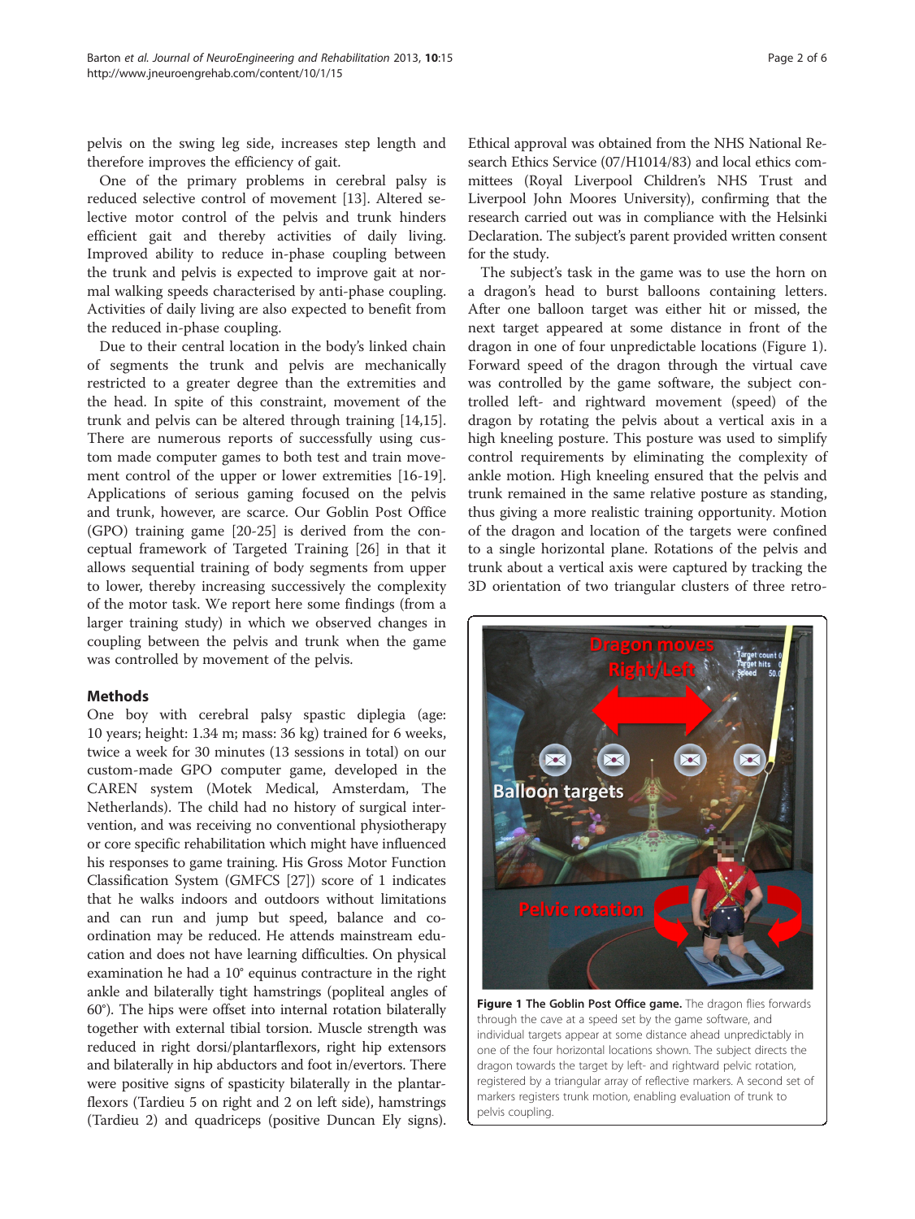pelvis on the swing leg side, increases step length and therefore improves the efficiency of gait.

One of the primary problems in cerebral palsy is reduced selective control of movement [13]. Altered selective motor control of the pelvis and trunk hinders efficient gait and thereby activities of daily living. Improved ability to reduce in-phase coupling between the trunk and pelvis is expected to improve gait at normal walking speeds characterised by anti-phase coupling. Activities of daily living are also expected to benefit from the reduced in-phase coupling.

Due to their central location in the body's linked chain of segments the trunk and pelvis are mechanically restricted to a greater degree than the extremities and the head. In spite of this constraint, movement of the trunk and pelvis can be altered through training [14,15]. There are numerous reports of successfully using custom made computer games to both test and train movement control of the upper or lower extremities [16-19]. Applications of serious gaming focused on the pelvis and trunk, however, are scarce. Our Goblin Post Office (GPO) training game [20-25] is derived from the conceptual framework of Targeted Training [26] in that it allows sequential training of body segments from upper to lower, thereby increasing successively the complexity of the motor task. We report here some findings (from a larger training study) in which we observed changes in coupling between the pelvis and trunk when the game was controlled by movement of the pelvis.

## Methods

One boy with cerebral palsy spastic diplegia (age: 10 years; height: 1.34 m; mass: 36 kg) trained for 6 weeks, twice a week for 30 minutes (13 sessions in total) on our custom-made GPO computer game, developed in the CAREN system (Motek Medical, Amsterdam, The Netherlands). The child had no history of surgical intervention, and was receiving no conventional physiotherapy or core specific rehabilitation which might have influenced his responses to game training. His Gross Motor Function Classification System (GMFCS [27]) score of 1 indicates that he walks indoors and outdoors without limitations and can run and jump but speed, balance and coordination may be reduced. He attends mainstream education and does not have learning difficulties. On physical examination he had a 10° equinus contracture in the right ankle and bilaterally tight hamstrings (popliteal angles of 60°). The hips were offset into internal rotation bilaterally together with external tibial torsion. Muscle strength was reduced in right dorsi/plantarflexors, right hip extensors and bilaterally in hip abductors and foot in/evertors. There were positive signs of spasticity bilaterally in the plantarflexors (Tardieu 5 on right and 2 on left side), hamstrings (Tardieu 2) and quadriceps (positive Duncan Ely signs).

Ethical approval was obtained from the NHS National Research Service (07/H1014/83) and local ethics committees (Royal Liverpool Children's NHS Trust and Liverpool John Moores University), confirming that the research carried out was in compliance with the Helsinki Declaration. The subject's parent provided written consent for the study.

The subject's task in the game was to use the horn on a dragon's head to burst balloons containing letters. After one balloon target was either hit or missed, the next target appeared at some distance in front of the dragon in one of four unpredictable locations (Figure 1). Forward speed of the dragon through the virtual cave was controlled by the game software, the subject controlled left- and rightward movement (speed) of the dragon by rotating the pelvis about a vertical axis in a high kneeling posture. This posture was used to simplify control requirements by eliminating the complexity of ankle motion. High kneeling ensured that the pelvis and trunk remained in the same relative posture as standing, thus giving a more realistic training opportunity. Motion of the dragon and location of the targets were confined to a single horizontal plane. Rotations of the pelvis and trunk about a vertical axis were captured by tracking the 3D orientation of two triangular clusters of three retro-

**Figure 1 The Goblin Post Office game.** The dragon flies forwards through the cave at a speed set by the game software, and individual targets appear at some distance ahead unpredictably in one of the four horizontal locations shown. The subject directs the dragon towards the target by left- and rightward pelvic rotation, registered by a triangular array of reflective markers. A second set of markers registers trunk motion, enabling evaluation of trunk to pelvis coupling.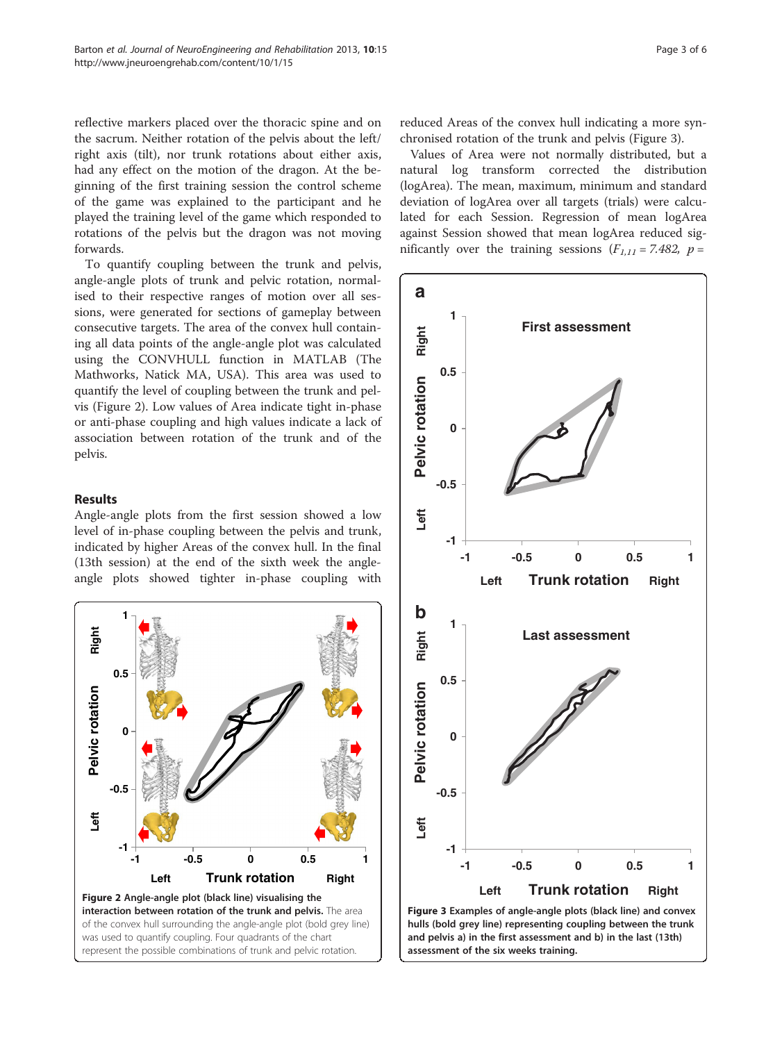reflective markers placed over the thoracic spine and on the sacrum. Neither rotation of the pelvis about the left/right axis (tilt), nor trunk rotations about either axis, had any effect on the motion of the dragon. At the beginning of the first training session the control scheme of the game was explained to the participant and he played the training level of the game which responded to rotations of the pelvis but the dragon was not moving forwards.

To quantify coupling between the trunk and pelvis, angle-angle plots of trunk and pelvic rotation, normalised to their respective ranges of motion over all sessions, were generated for sections of gameplay between consecutive targets. The area of the convex hull containing all data points of the angle-angle plot was calculated using the CONVHULL function in MATLAB (The Mathworks, Natick MA, USA). This area was used to quantify the level of coupling between the trunk and pelvis (Figure 2). Low values of Area indicate tight in-phase or anti-phase coupling and high values indicate a lack of association between rotation of the trunk and of the pelvis.

## Results

Angle-angle plots from the first session showed a low level of in-phase coupling between the pelvis and trunk, indicated by higher Areas of the convex hull. In the final (13th session) at the end of the sixth week the angle-angle plots showed tighter in-phase coupling with reduced Areas of the convex hull indicating a more synchronised rotation of the trunk and pelvis (Figure 3).

Values of Area were not normally distributed, but a natural log transform corrected the distribution (logArea). The mean, maximum, minimum and standard deviation of logArea over all targets (trials) were calculated for each Session. Regression of mean logArea against Session showed that mean logArea reduced significantly over the training sessions ($F_{1,11} = 7.482$, $p =$

**Figure 2 Angle-angle plot (black line) visualising the interaction between rotation of the trunk and pelvis.** The area of the convex hull surrounding the angle-angle plot (bold grey line) was used to quantify coupling. Four quadrants of the chart represent the possible combinations of trunk and pelvic rotation.

**Figure 3 Examples of angle-angle plots (black line) and convex hulls (bold grey line) representing coupling between the trunk and pelvis a) in the first assessment and b) in the last (13th) assessment of the six weeks training.**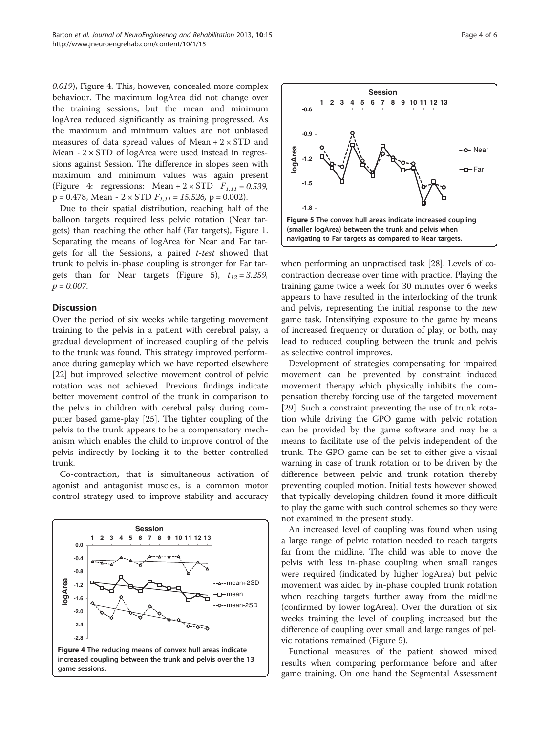0.019), Figure 4. This, however, concealed more complex behaviour. The maximum logArea did not change over the training sessions, but the mean and minimum logArea reduced significantly as training progressed. As the maximum and minimum values are not unbiased measures of data spread values of Mean + 2 × STD and Mean - 2 × STD of logArea were used instead in regressions against Session. The difference in slopes seen with maximum and minimum values was again present (Figure 4: regressions: Mean + 2 × STD $F_{1,11} = 0.539$, p = 0.478, Mean - 2 × STD $F_{1,11} = 15.526$, p = 0.002).

Due to their spatial distribution, reaching half of the balloon targets required less pelvic rotation (Near targets) than reaching the other half (Far targets), Figure 1. Separating the means of logArea for Near and Far targets for all the Sessions, a paired *t-test* showed that trunk to pelvis in-phase coupling is stronger for Far targets than for Near targets (Figure 5), $t_{12} = 3.259$, $p = 0.007$.

## Discussion

Over the period of six weeks while targeting movement training to the pelvis in a patient with cerebral palsy, a gradual development of increased coupling of the pelvis to the trunk was found. This strategy improved performance during gameplay which we have reported elsewhere [22] but improved selective movement control of pelvic rotation was not achieved. Previous findings indicate better movement control of the trunk in comparison to the pelvis in children with cerebral palsy during computer based game-play [25]. The tighter coupling of the pelvis to the trunk appears to be a compensatory mechanism which enables the child to improve control of the pelvis indirectly by locking it to the better controlled trunk.

Co-contraction, that is simultaneous activation of agonist and antagonist muscles, is a common motor control strategy used to improve stability and accuracy when performing an unpractised task [28]. Levels of co-contraction decrease over time with practice. Playing the training game twice a week for 30 minutes over 6 weeks appears to have resulted in the interlocking of the trunk and pelvis, representing the initial response to the new game task. Intensifying exposure to the game by means of increased frequency or duration of play, or both, may lead to reduced coupling between the trunk and pelvis as selective control improves.

Figure 4 The reducing means of convex hull areas indicate increased coupling between the trunk and pelvis over the 13 game sessions.

Figure 5 The convex hull areas indicate increased coupling (smaller logArea) between the trunk and pelvis when navigating to Far targets as compared to Near targets.

Development of strategies compensating for impaired movement can be prevented by constraint induced movement therapy which physically inhibits the compensation thereby forcing use of the targeted movement [29]. Such a constraint preventing the use of trunk rotation while driving the GPO game with pelvic rotation can be provided by the game software and may be a means to facilitate use of the pelvis independent of the trunk. The GPO game can be set to either give a visual warning in case of trunk rotation or to be driven by the difference between pelvic and trunk rotation thereby preventing coupled motion. Initial tests however showed that typically developing children found it more difficult to play the game with such control schemes so they were not examined in the present study.

An increased level of coupling was found when using a large range of pelvic rotation needed to reach targets far from the midline. The child was able to move the pelvis with less in-phase coupling when small ranges were required (indicated by higher logArea) but pelvic movement was aided by in-phase coupled trunk rotation when reaching targets further away from the midline (confirmed by lower logArea). Over the duration of six weeks training the level of coupling increased but the difference of coupling over small and large ranges of pelvic rotations remained (Figure 5).

Functional measures of the patient showed mixed results when comparing performance before and after game training. On one hand the Segmental Assessment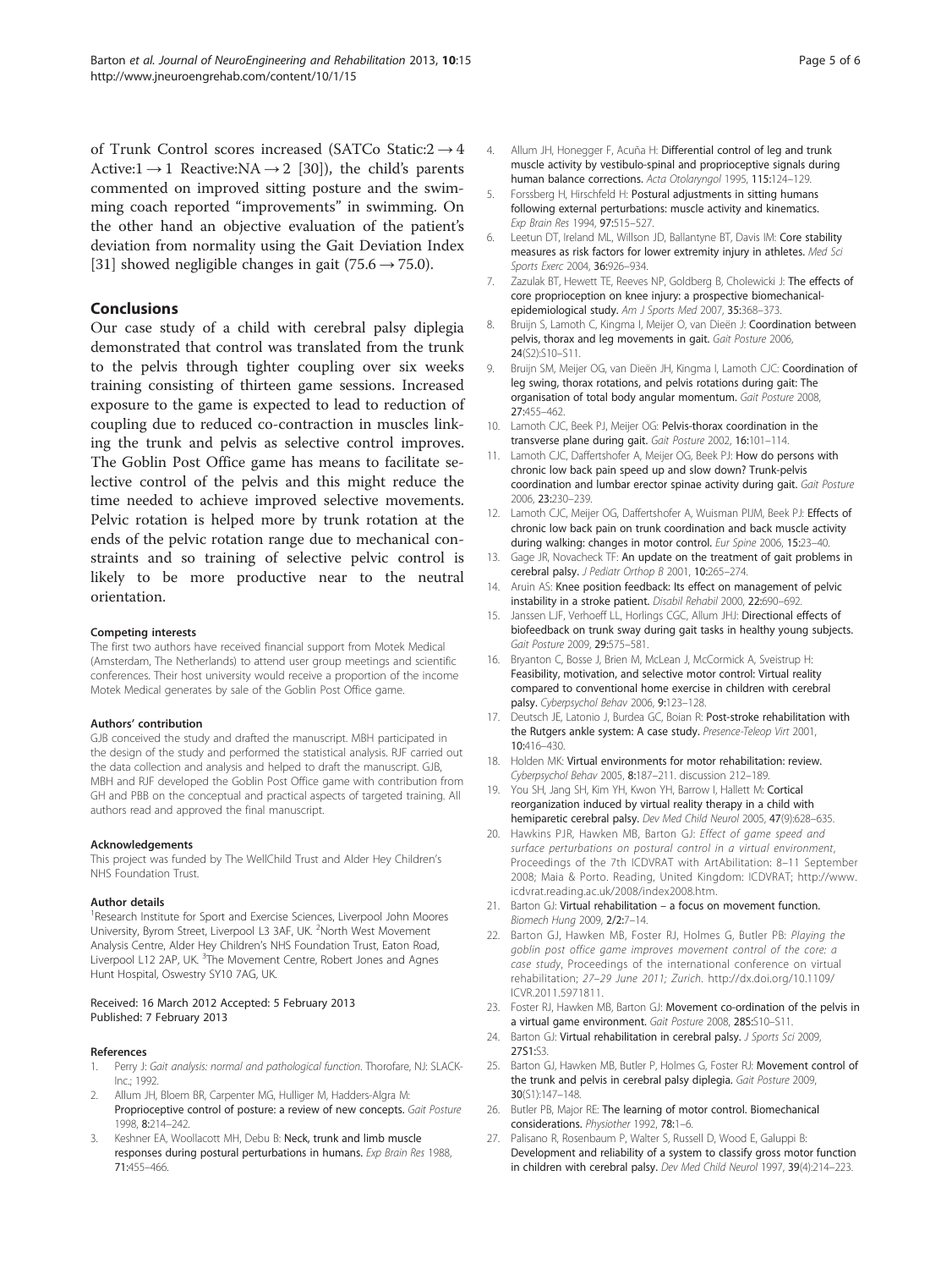of Trunk Control scores increased (SATCo Static:$2 \rightarrow 4$ Active:$1 \rightarrow 1$ Reactive:NA $\rightarrow 2$ [30]), the child's parents commented on improved sitting posture and the swimming coach reported "improvements" in swimming. On the other hand an objective evaluation of the patient's deviation from normality using the Gait Deviation Index [31] showed negligible changes in gait ($75.6 \rightarrow 75.0$).

## Conclusions

Our case study of a child with cerebral palsy diplegia demonstrated that control was translated from the trunk to the pelvis through tighter coupling over six weeks training consisting of thirteen game sessions. Increased exposure to the game is expected to lead to reduction of coupling due to reduced co-contraction in muscles linking the trunk and pelvis as selective control improves. The Goblin Post Office game has means to facilitate selective control of the pelvis and this might reduce the time needed to achieve improved selective movements. Pelvic rotation is helped more by trunk rotation at the ends of the pelvic rotation range due to mechanical constraints and so training of selective pelvic control is likely to be more productive near to the neutral orientation.

#### Competing interests

The first two authors have received financial support from Motek Medical (Amsterdam, The Netherlands) to attend user group meetings and scientific conferences. Their host university would receive a proportion of the income Motek Medical generates by sale of the Goblin Post Office game.

#### Authors' contribution

GJB conceived the study and drafted the manuscript. MBH participated in the design of the study and performed the statistical analysis. RJF carried out the data collection and analysis and helped to draft the manuscript. GJB, MBH and RJF developed the Goblin Post Office game with contribution from GH and PBB on the conceptual and practical aspects of targeted training. All authors read and approved the final manuscript.

#### Acknowledgements

This project was funded by The WellChild Trust and Alder Hey Children's NHS Foundation Trust.

#### Author details

[1]Research Institute for Sport and Exercise Sciences, Liverpool John Moores University, Byrom Street, Liverpool L3 3AF, UK. [2]North West Movement Analysis Centre, Alder Hey Children's NHS Foundation Trust, Eaton Road, Liverpool L12 2AP, UK. [3]The Movement Centre, Robert Jones and Agnes Hunt Hospital, Oswestry SY10 7AG, UK.

Received: 16 March 2012 Accepted: 5 February 2013
Published: 7 February 2013

#### References

1. Perry J: *Gait analysis: normal and pathological function*. Thorofare, NJ: SLACK-Inc.; 1992.
2. Allum JH, Bloem BR, Carpenter MG, Hulliger M, Hadders-Algra M: **Proprioceptive control of posture: a review of new concepts.** *Gait Posture* 1998, **8:**214–242.
3. Keshner EA, Woollacott MH, Debu B: **Neck, trunk and limb muscle responses during postural perturbations in humans.** *Exp Brain Res* 1988, **71:**455–466.
4. Allum JH, Honegger F, Acuña H: **Differential control of leg and trunk muscle activity by vestibulo-spinal and proprioceptive signals during human balance corrections.** *Acta Otolaryngol* 1995, **115:**124–129.
5. Forssberg H, Hirschfeld H: **Postural adjustments in sitting humans following external perturbations: muscle activity and kinematics.** *Exp Brain Res* 1994, **97:**515–527.
6. Leetun DT, Ireland ML, Willson JD, Ballantyne BT, Davis IM: **Core stability measures as risk factors for lower extremity injury in athletes.** *Med Sci Sports Exerc* 2004, **36:**926–934.
7. Zazulak BT, Hewett TE, Reeves NP, Goldberg B, Cholewicki J: **The effects of core proprioception on knee injury: a prospective biomechanical-epidemiological study.** *Am J Sports Med* 2007, **35:**368–373.
8. Bruijn S, Lamoth C, Kingma I, Meijer O, van Dieën J: **Coordination between pelvis, thorax and leg movements in gait.** *Gait Posture* 2006, **24**(S2):S10–S11.
9. Bruijn SM, Meijer OG, van Dieën JH, Kingma I, Lamoth CJC: **Coordination of leg swing, thorax rotations, and pelvis rotations during gait: The organisation of total body angular momentum.** *Gait Posture* 2008, **27:**455–462.
10. Lamoth CJC, Beek PJ, Meijer OG: **Pelvis-thorax coordination in the transverse plane during gait.** *Gait Posture* 2002, **16:**101–114.
11. Lamoth CJC, Daffertshofer A, Meijer OG, Beek PJ: **How do persons with chronic low back pain speed up and slow down? Trunk-pelvis coordination and lumbar erector spinae activity during gait.** *Gait Posture* 2006, **23:**230–239.
12. Lamoth CJC, Meijer OG, Daffertshofer A, Wuisman PIJM, Beek PJ: **Effects of chronic low back pain on trunk coordination and back muscle activity during walking: changes in motor control.** *Eur Spine* 2006, **15:**23–40.
13. Gage JR, Novacheck TF: **An update on the treatment of gait problems in cerebral palsy.** *J Pediatr Orthop B* 2001, **10:**265–274.
14. Aruin AS: **Knee position feedback: Its effect on management of pelvic instability in a stroke patient.** *Disabil Rehabil* 2000, **22:**690–692.
15. Janssen LJF, Verhoeff LL, Horlings CGC, Allum JHJ: **Directional effects of biofeedback on trunk sway during gait tasks in healthy young subjects.** *Gait Posture* 2009, **29:**575–581.
16. Bryanton C, Bosse J, Brien M, McLean J, McCormick A, Sveistrup H: **Feasibility, motivation, and selective motor control: Virtual reality compared to conventional home exercise in children with cerebral palsy.** *Cyberpsychol Behav* 2006, **9:**123–128.
17. Deutsch JE, Latonio J, Burdea GC, Boian R: **Post-stroke rehabilitation with the Rutgers ankle system: A case study.** *Presence-Teleop Virt* 2001, **10:**416–430.
18. Holden MK: **Virtual environments for motor rehabilitation: review.** *Cyberpsychol Behav* 2005, **8:**187–211. discussion 212–189.
19. You SH, Jang SH, Kim YH, Kwon YH, Barrow I, Hallett M: **Cortical reorganization induced by virtual reality therapy in a child with hemiparetic cerebral palsy.** *Dev Med Child Neurol* 2005, **47**(9):628–635.
20. Hawkins PJR, Hawken MB, Barton GJ: *Effect of game speed and surface perturbations on postural control in a virtual environment*, Proceedings of the 7th ICDVRAT with ArtAbilitation: 8–11 September 2008; Maia & Porto. Reading, United Kingdom: ICDVRAT; http://www.icdvrat.reading.ac.uk/2008/index2008.htm.
21. Barton GJ: **Virtual rehabilitation – a focus on movement function.** *Biomech Hung* 2009, **2/2:**7–14.
22. Barton GJ, Hawken MB, Foster RJ, Holmes G, Butler PB: *Playing the goblin post office game improves movement control of the core: a case study*, Proceedings of the international conference on virtual rehabilitation; *27–29 June 2011; Zurich.* http://dx.doi.org/10.1109/ICVR.2011.5971811.
23. Foster RJ, Hawken MB, Barton GJ: **Movement co-ordination of the pelvis in a virtual game environment.** *Gait Posture* 2008, **28S:**S10–S11.
24. Barton GJ: **Virtual rehabilitation in cerebral palsy.** *J Sports Sci* 2009, **27S1:**S3.
25. Barton GJ, Hawken MB, Butler P, Holmes G, Foster RJ: **Movement control of the trunk and pelvis in cerebral palsy diplegia.** *Gait Posture* 2009, **30**(S1):147–148.
26. Butler PB, Major RE: **The learning of motor control. Biomechanical considerations.** *Physiother* 1992, **78:**1–6.
27. Palisano R, Rosenbaum P, Walter S, Russell D, Wood E, Galuppi B: **Development and reliability of a system to classify gross motor function in children with cerebral palsy.** *Dev Med Child Neurol* 1997, **39**(4):214–223.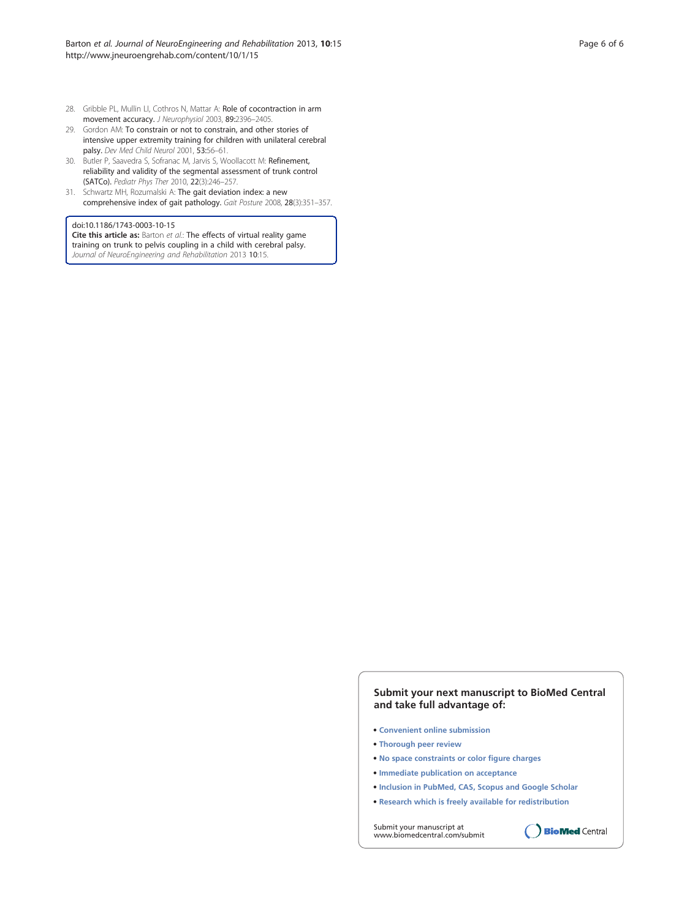28. Gribble PL, Mullin LI, Cothros N, Mattar A: **Role of cocontraction in arm movement accuracy.** *J Neurophysiol* 2003, **89:**2396–2405.
29. Gordon AM: **To constrain or not to constrain, and other stories of intensive upper extremity training for children with unilateral cerebral palsy.** *Dev Med Child Neurol* 2001, **53:**56–61.
30. Butler P, Saavedra S, Sofranac M, Jarvis S, Woollacott M: **Refinement, reliability and validity of the segmental assessment of trunk control (SATCo).** *Pediatr Phys Ther* 2010, **22**(3):246–257.
31. Schwartz MH, Rozumalski A: **The gait deviation index: a new comprehensive index of gait pathology.** *Gait Posture* 2008, **28**(3):351–357.

doi:10.1186/1743-0003-10-15

**Cite this article as:** Barton *et al.*: The effects of virtual reality game training on trunk to pelvis coupling in a child with cerebral palsy. *Journal of NeuroEngineering and Rehabilitation* 2013 **10**:15.

**Submit your next manuscript to BioMed Central and take full advantage of:**

- **Convenient online submission**
- **Thorough peer review**
- **No space constraints or color figure charges**
- **Immediate publication on acceptance**
- **Inclusion in PubMed, CAS, Scopus and Google Scholar**
- **Research which is freely available for redistribution**

Submit your manuscript at
www.biomedcentral.com/submit

BioMed Central